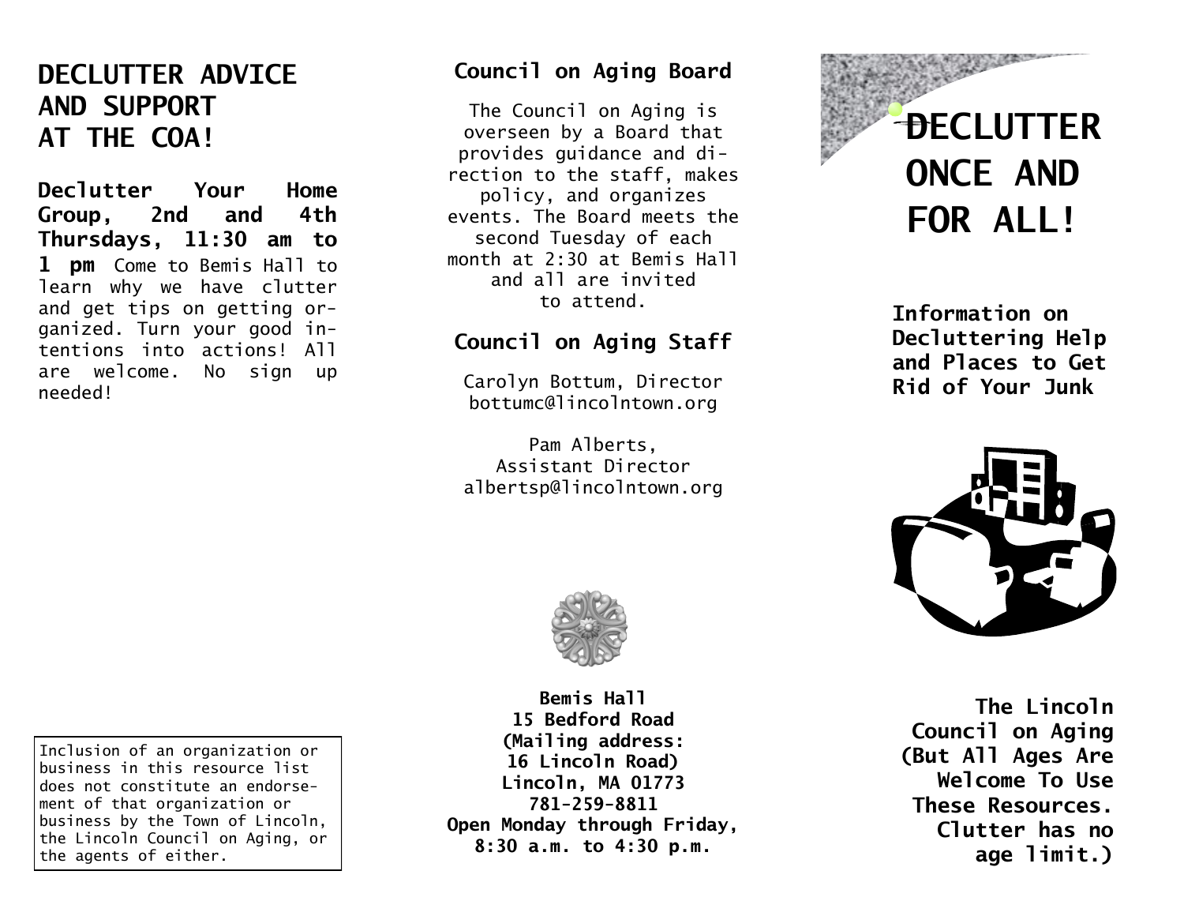# DECLUTTER ADVICE AND SUPPORT AT THE COA!

**Declutter Your Home Group, 2nd and 4th Thursdays, 11:30 am to 1 pm** Come to Bemis Hall to learn why we have clutter and get tips on getting organized. Turn your good intentions into actions! All are welcome. No sign up needed!

Inclusion of an organization or business in this resource list does not constitute an endorsement of that organization or business by the Town of Lincoln, the Lincoln Council on Aging, or the agents of either.

## Council on Aging Board

The Council on Aging is overseen by a Board that provides guidance and direction to the staff, makes policy, and organizes events. The Board meets the second Tuesday of each month at 2:30 at Bemis Hall and all are invited to attend.

## Council on Aging Staff

Carolyn Bottum, Director
bottumc@lincolntown.org

Pam Alberts,
Assistant Director
albertsp@lincolntown.org

**Bemis Hall**
**15 Bedford Road**
**(Mailing address:**
**16 Lincoln Road)**
**Lincoln, MA 01773**
**781-259-8811**
**Open Monday through Friday,**
**8:30 a.m. to 4:30 p.m.**

# DECLUTTER ONCE AND FOR ALL!

**Information on Decluttering Help and Places to Get Rid of Your Junk**

**The Lincoln Council on Aging (But All Ages Are Welcome To Use These Resources. Clutter has no age limit.)**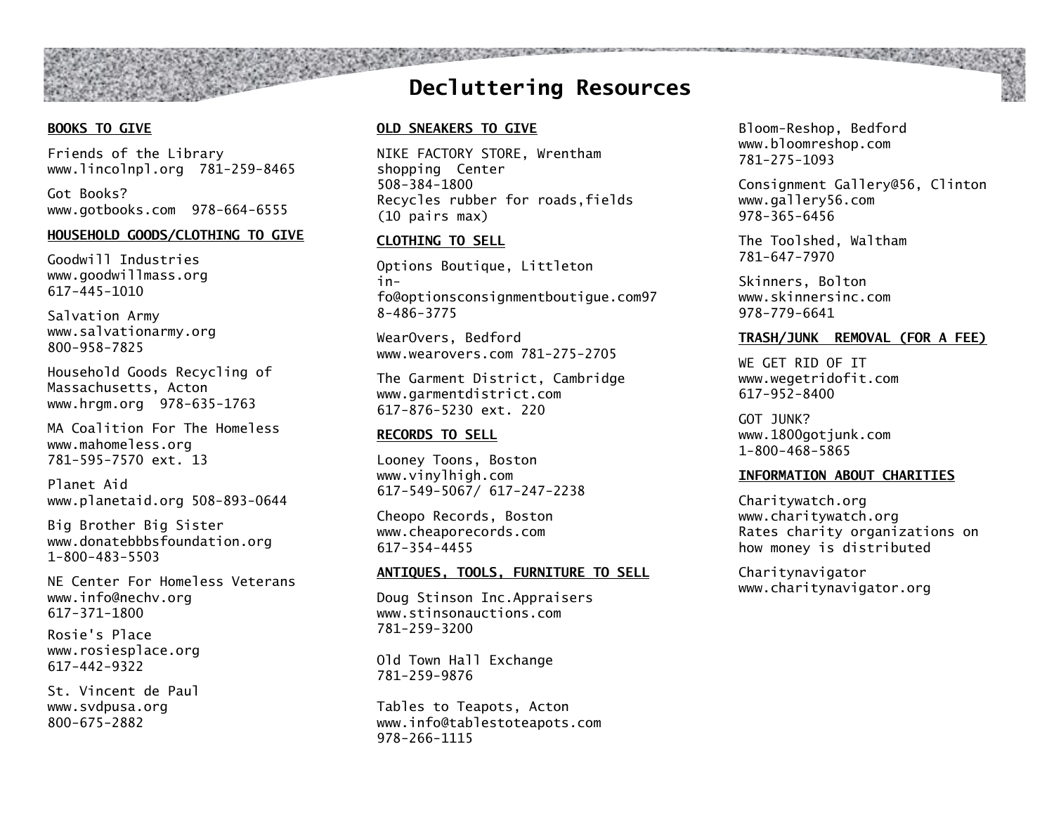# Decluttering Resources

**BOOKS TO GIVE**

Friends of the Library
www.lincolnpl.org  781-259-8465

Got Books?
www.gotbooks.com  978-664-6555

**HOUSEHOLD GOODS/CLOTHING TO GIVE**

Goodwill Industries
www.goodwillmass.org
617-445-1010

Salvation Army
www.salvationarmy.org
800-958-7825

Household Goods Recycling of Massachusetts, Acton
www.hrgm.org  978-635-1763

MA Coalition For The Homeless
www.mahomeless.org
781-595-7570 ext. 13

Planet Aid
www.planetaid.org 508-893-0644

Big Brother Big Sister
www.donatebbbsfoundation.org
1-800-483-5503

NE Center For Homeless Veterans
www.info@nechv.org
617-371-1800

Rosie's Place
www.rosiesplace.org
617-442-9322

St. Vincent de Paul
www.svdpusa.org
800-675-2882

**OLD SNEAKERS TO GIVE**

NIKE FACTORY STORE, Wrentham shopping Center
508-384-1800
Recycles rubber for roads,fields (10 pairs max)

**CLOTHING TO SELL**

Options Boutique, Littleton
info@optionsconsignmentboutique.com978-486-3775

WearOvers, Bedford
www.wearovers.com 781-275-2705

The Garment District, Cambridge
www.garmentdistrict.com
617-876-5230 ext. 220

**RECORDS TO SELL**

Looney Toons, Boston
www.vinylhigh.com
617-549-5067/ 617-247-2238

Cheopo Records, Boston
www.cheaporecords.com
617-354-4455

**ANTIQUES, TOOLS, FURNITURE TO SELL**

Doug Stinson Inc.Appraisers
www.stinsonauctions.com
781-259-3200

Old Town Hall Exchange
781-259-9876

Tables to Teapots, Acton
www.info@tablestoteapots.com
978-266-1115

Bloom-Reshop, Bedford
www.bloomreshop.com
781-275-1093

Consignment Gallery@56, Clinton
www.gallery56.com
978-365-6456

The Toolshed, Waltham
781-647-7970

Skinners, Bolton
www.skinnersinc.com
978-779-6641

**TRASH/JUNK REMOVAL (FOR A FEE)**

WE GET RID OF IT
www.wegetridofit.com
617-952-8400

GOT JUNK?
www.1800gotjunk.com
1-800-468-5865

**INFORMATION ABOUT CHARITIES**

Charitywatch.org
www.charitywatch.org
Rates charity organizations on how money is distributed

Charitynavigator
www.charitynavigator.org